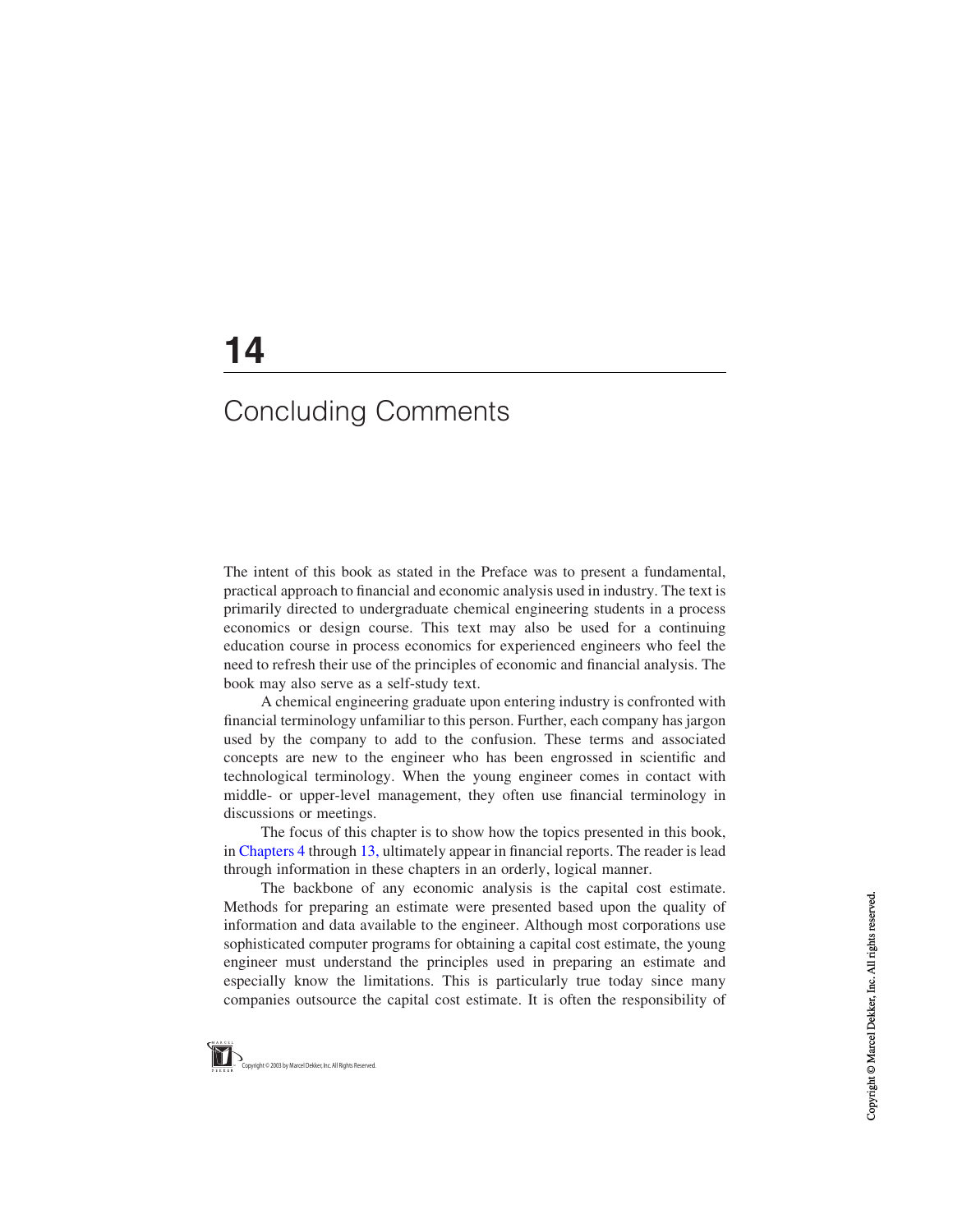# 14

# Concluding Comments

The intent of this book as stated in the Preface was to present a fundamental, practical approach to financial and economic analysis used in industry. The text is primarily directed to undergraduate chemical engineering students in a process economics or design course. This text may also be used for a continuing education course in process economics for experienced engineers who feel the need to refresh their use of the principles of economic and financial analysis. The book may also serve as a self-study text.

A chemical engineering graduate upon entering industry is confronted with financial terminology unfamiliar to this person. Further, each company has jargon used by the company to add to the confusion. These terms and associated concepts are new to the engineer who has been engrossed in scientific and technological terminology. When the young engineer comes in contact with middle- or upper-level management, they often use financial terminology in discussions or meetings.

The focus of this chapter is to show how the topics presented in this book, in Chapters 4 through 13, ultimately appear in financial reports. The reader is lead through information in these chapters in an orderly, logical manner.

The backbone of any economic analysis is the capital cost estimate. Methods for preparing an estimate were presented based upon the quality of information and data available to the engineer. Although most corporations use sophisticated computer programs for obtaining a capital cost estimate, the young engineer must understand the principles used in preparing an estimate and especially know the limitations. This is particularly true today since many companies outsource the capital cost estimate. It is often the responsibility of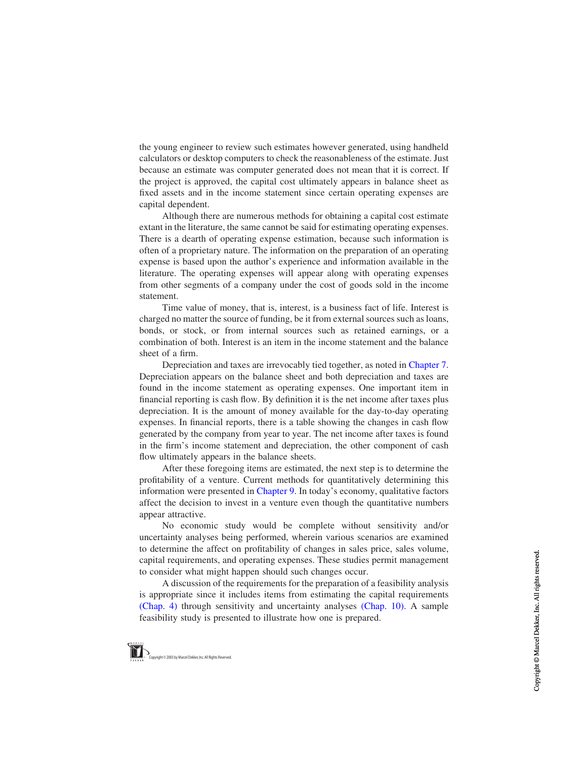the young engineer to review such estimates however generated, using handheld calculators or desktop computers to check the reasonableness of the estimate. Just because an estimate was computer generated does not mean that it is correct. If the project is approved, the capital cost ultimately appears in balance sheet as fixed assets and in the income statement since certain operating expenses are capital dependent.

Although there are numerous methods for obtaining a capital cost estimate extant in the literature, the same cannot be said for estimating operating expenses. There is a dearth of operating expense estimation, because such information is often of a proprietary nature. The information on the preparation of an operating expense is based upon the author's experience and information available in the literature. The operating expenses will appear along with operating expenses from other segments of a company under the cost of goods sold in the income statement.

Time value of money, that is, interest, is a business fact of life. Interest is charged no matter the source of funding, be it from external sources such as loans, bonds, or stock, or from internal sources such as retained earnings, or a combination of both. Interest is an item in the income statement and the balance sheet of a firm.

Depreciation and taxes are irrevocably tied together, as noted in Chapter 7. Depreciation appears on the balance sheet and both depreciation and taxes are found in the income statement as operating expenses. One important item in financial reporting is cash flow. By definition it is the net income after taxes plus depreciation. It is the amount of money available for the day-to-day operating expenses. In financial reports, there is a table showing the changes in cash flow generated by the company from year to year. The net income after taxes is found in the firm's income statement and depreciation, the other component of cash flow ultimately appears in the balance sheets.

After these foregoing items are estimated, the next step is to determine the profitability of a venture. Current methods for quantitatively determining this information were presented in Chapter 9. In today's economy, qualitative factors affect the decision to invest in a venture even though the quantitative numbers appear attractive.

No economic study would be complete without sensitivity and/or uncertainty analyses being performed, wherein various scenarios are examined to determine the affect on profitability of changes in sales price, sales volume, capital requirements, and operating expenses. These studies permit management to consider what might happen should such changes occur.

A discussion of the requirements for the preparation of a feasibility analysis is appropriate since it includes items from estimating the capital requirements (Chap. 4) through sensitivity and uncertainty analyses (Chap. 10). A sample feasibility study is presented to illustrate how one is prepared.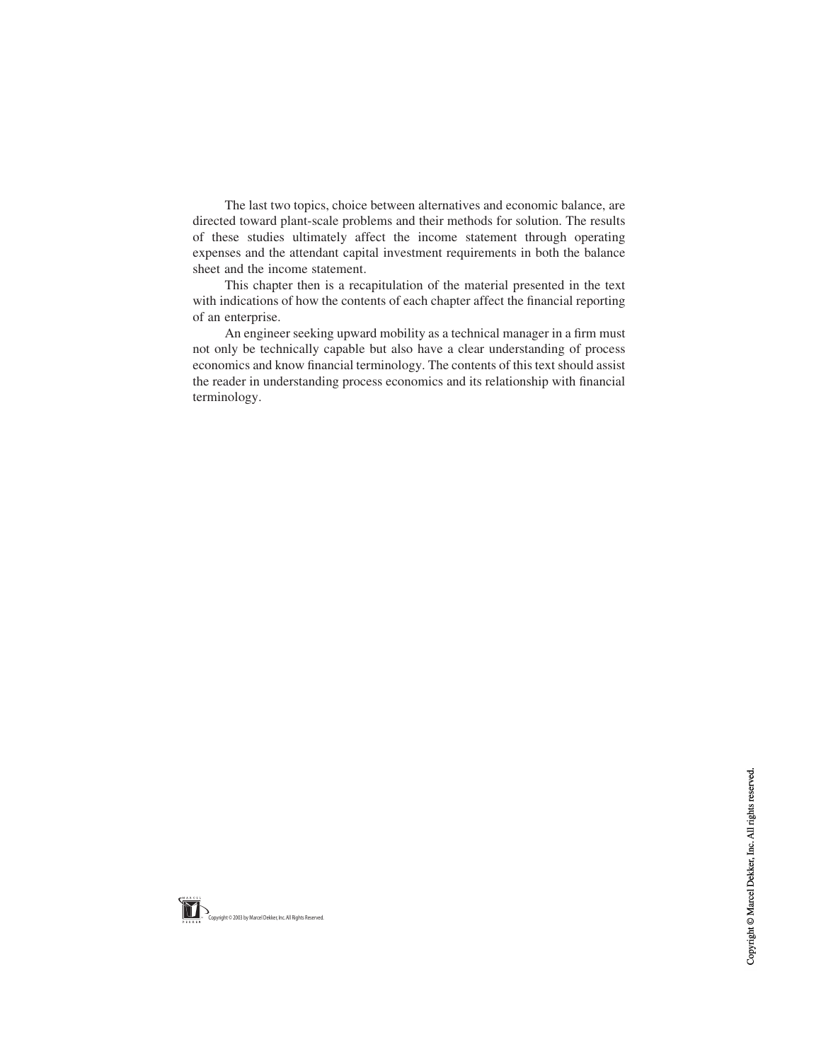The last two topics, choice between alternatives and economic balance, are directed toward plant-scale problems and their methods for solution. The results of these studies ultimately affect the income statement through operating expenses and the attendant capital investment requirements in both the balance sheet and the income statement.

This chapter then is a recapitulation of the material presented in the text with indications of how the contents of each chapter affect the financial reporting of an enterprise.

An engineer seeking upward mobility as a technical manager in a firm must not only be technically capable but also have a clear understanding of process economics and know financial terminology. The contents of this text should assist the reader in understanding process economics and its relationship with financial terminology.